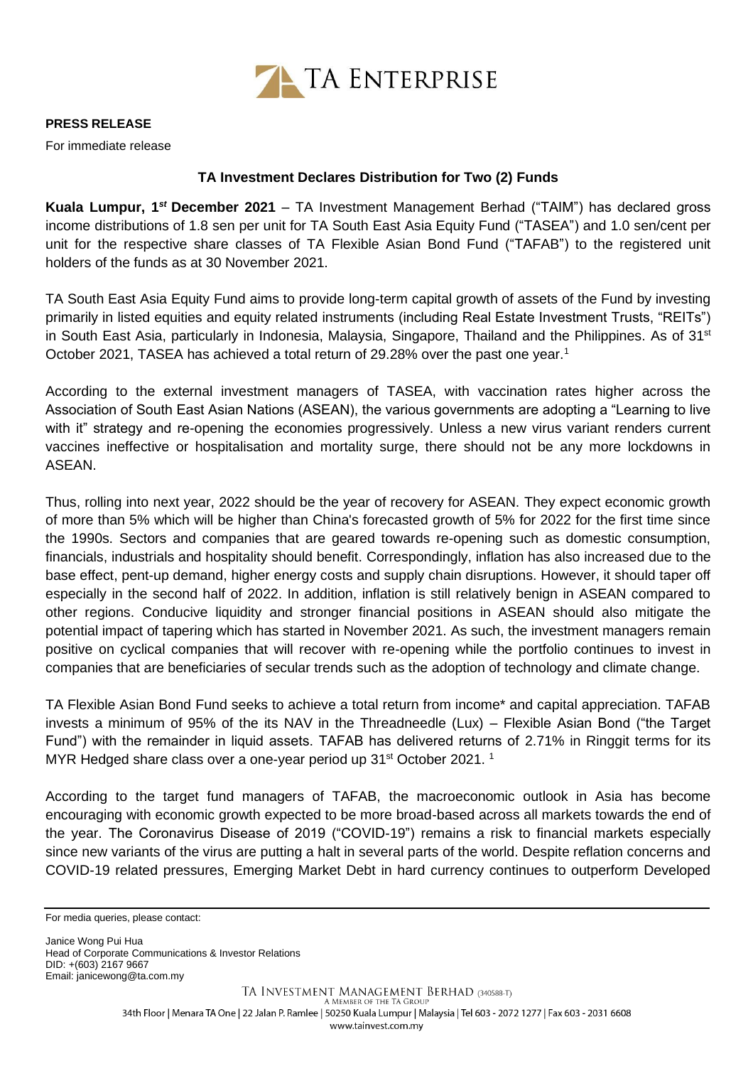**PRESS RELEASE**

For immediate release

**TA Investment Declares Distribution for Two (2) Funds**

**Kuala Lumpur, 1*st* December 2021** – TA Investment Management Berhad ("TAIM") has declared gross income distributions of 1.8 sen per unit for TA South East Asia Equity Fund ("TASEA") and 1.0 sen/cent per unit for the respective share classes of TA Flexible Asian Bond Fund ("TAFAB") to the registered unit holders of the funds as at 30 November 2021.

TA South East Asia Equity Fund aims to provide long-term capital growth of assets of the Fund by investing primarily in listed equities and equity related instruments (including Real Estate Investment Trusts, "REITs") in South East Asia, particularly in Indonesia, Malaysia, Singapore, Thailand and the Philippines. As of 31st October 2021, TASEA has achieved a total return of 29.28% over the past one year.[1]

According to the external investment managers of TASEA, with vaccination rates higher across the Association of South East Asian Nations (ASEAN), the various governments are adopting a "Learning to live with it" strategy and re-opening the economies progressively. Unless a new virus variant renders current vaccines ineffective or hospitalisation and mortality surge, there should not be any more lockdowns in ASEAN.

Thus, rolling into next year, 2022 should be the year of recovery for ASEAN. They expect economic growth of more than 5% which will be higher than China's forecasted growth of 5% for 2022 for the first time since the 1990s. Sectors and companies that are geared towards re-opening such as domestic consumption, financials, industrials and hospitality should benefit. Correspondingly, inflation has also increased due to the base effect, pent-up demand, higher energy costs and supply chain disruptions. However, it should taper off especially in the second half of 2022. In addition, inflation is still relatively benign in ASEAN compared to other regions. Conducive liquidity and stronger financial positions in ASEAN should also mitigate the potential impact of tapering which has started in November 2021. As such, the investment managers remain positive on cyclical companies that will recover with re-opening while the portfolio continues to invest in companies that are beneficiaries of secular trends such as the adoption of technology and climate change.

TA Flexible Asian Bond Fund seeks to achieve a total return from income* and capital appreciation. TAFAB invests a minimum of 95% of the its NAV in the Threadneedle (Lux) – Flexible Asian Bond ("the Target Fund") with the remainder in liquid assets. TAFAB has delivered returns of 2.71% in Ringgit terms for its MYR Hedged share class over a one-year period up 31st October 2021. [1]

According to the target fund managers of TAFAB, the macroeconomic outlook in Asia has become encouraging with economic growth expected to be more broad-based across all markets towards the end of the year. The Coronavirus Disease of 2019 ("COVID-19") remains a risk to financial markets especially since new variants of the virus are putting a halt in several parts of the world. Despite reflation concerns and COVID-19 related pressures, Emerging Market Debt in hard currency continues to outperform Developed

---

For media queries, please contact:

Janice Wong Pui Hua
Head of Corporate Communications & Investor Relations
DID: +(603) 2167 9667
Email: janicewong@ta.com.my

TA INVESTMENT MANAGEMENT BERHAD (340588-T)
A MEMBER OF THE TA GROUP
34th Floor | Menara TA One | 22 Jalan P. Ramlee | 50250 Kuala Lumpur | Malaysia | Tel 603 - 2072 1277 | Fax 603 - 2031 6608
www.tainvest.com.my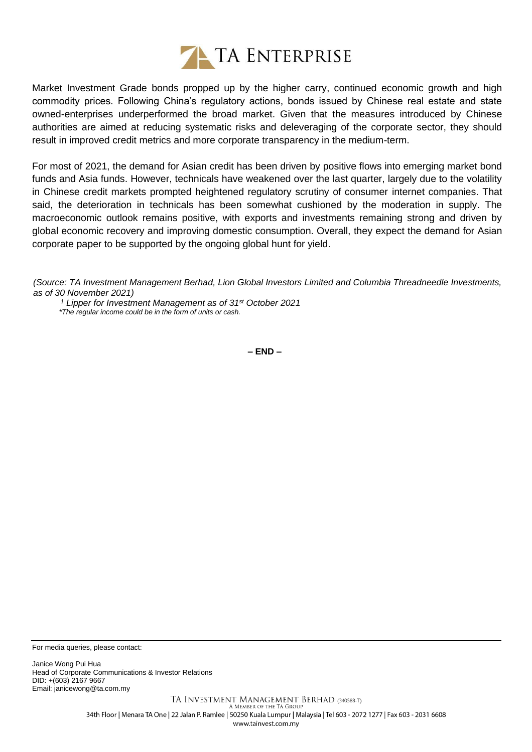Market Investment Grade bonds propped up by the higher carry, continued economic growth and high commodity prices. Following China's regulatory actions, bonds issued by Chinese real estate and state owned-enterprises underperformed the broad market. Given that the measures introduced by Chinese authorities are aimed at reducing systematic risks and deleveraging of the corporate sector, they should result in improved credit metrics and more corporate transparency in the medium-term.

For most of 2021, the demand for Asian credit has been driven by positive flows into emerging market bond funds and Asia funds. However, technicals have weakened over the last quarter, largely due to the volatility in Chinese credit markets prompted heightened regulatory scrutiny of consumer internet companies. That said, the deterioration in technicals has been somewhat cushioned by the moderation in supply. The macroeconomic outlook remains positive, with exports and investments remaining strong and driven by global economic recovery and improving domestic consumption. Overall, they expect the demand for Asian corporate paper to be supported by the ongoing global hunt for yield.

*(Source: TA Investment Management Berhad, Lion Global Investors Limited and Columbia Threadneedle Investments, as of 30 November 2021)*

*[1] Lipper for Investment Management as of 31st October 2021*

*\*The regular income could be in the form of units or cash.*

**– END –**

For media queries, please contact:

Janice Wong Pui Hua
Head of Corporate Communications & Investor Relations
DID: +(603) 2167 9667
Email: janicewong@ta.com.my

TA INVESTMENT MANAGEMENT BERHAD (340588-T)
A MEMBER OF THE TA GROUP
34th Floor | Menara TA One | 22 Jalan P. Ramlee | 50250 Kuala Lumpur | Malaysia | Tel 603 - 2072 1277 | Fax 603 - 2031 6608
www.tainvest.com.my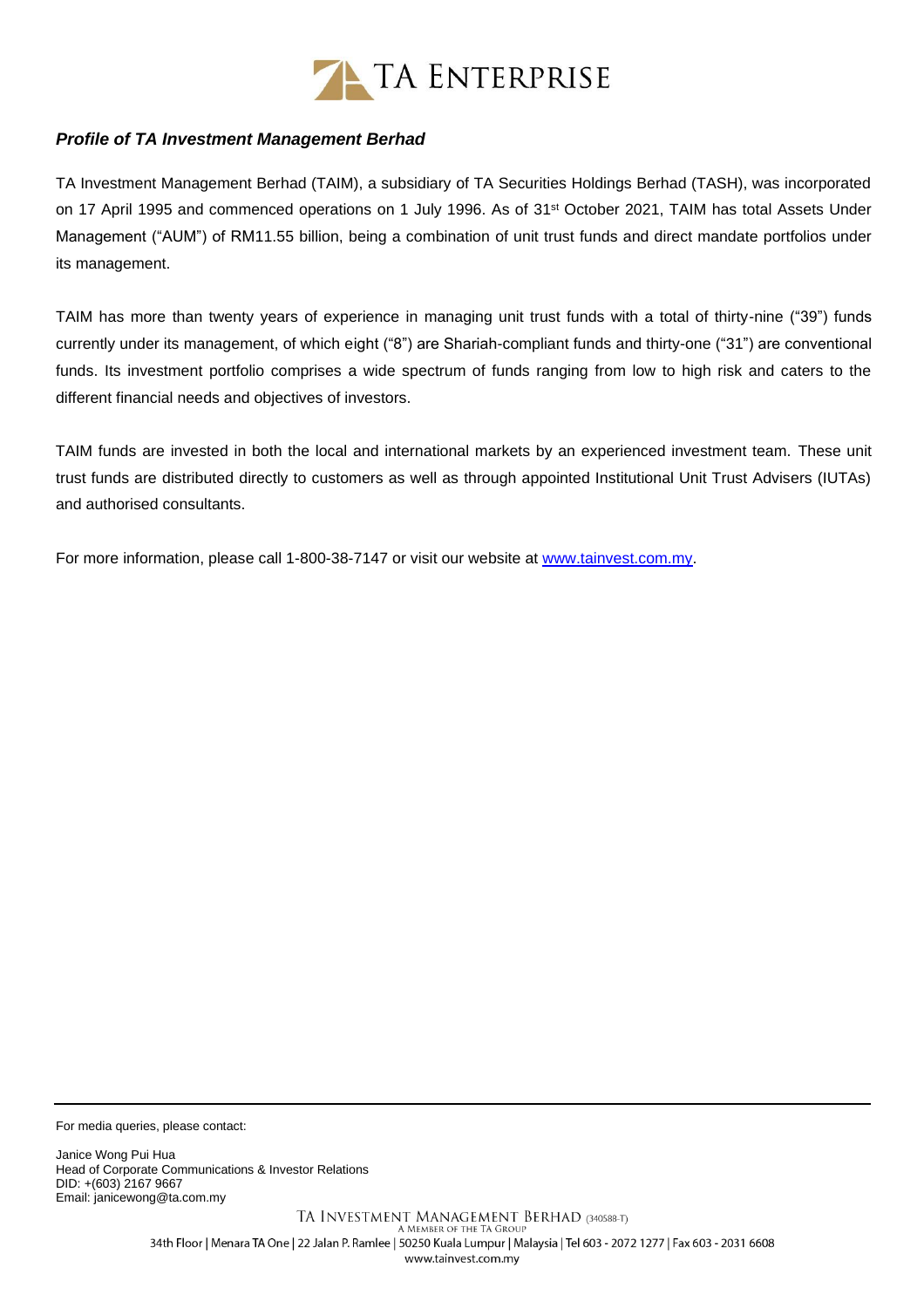### *Profile of TA Investment Management Berhad*

TA Investment Management Berhad (TAIM), a subsidiary of TA Securities Holdings Berhad (TASH), was incorporated on 17 April 1995 and commenced operations on 1 July 1996. As of 31st October 2021, TAIM has total Assets Under Management ("AUM") of RM11.55 billion, being a combination of unit trust funds and direct mandate portfolios under its management.

TAIM has more than twenty years of experience in managing unit trust funds with a total of thirty-nine ("39") funds currently under its management, of which eight ("8") are Shariah-compliant funds and thirty-one ("31") are conventional funds. Its investment portfolio comprises a wide spectrum of funds ranging from low to high risk and caters to the different financial needs and objectives of investors.

TAIM funds are invested in both the local and international markets by an experienced investment team. These unit trust funds are distributed directly to customers as well as through appointed Institutional Unit Trust Advisers (IUTAs) and authorised consultants.

For more information, please call 1-800-38-7147 or visit our website at [www.tainvest.com.my](http://www.tainvest.com.my).

---

For media queries, please contact:

Janice Wong Pui Hua
Head of Corporate Communications & Investor Relations
DID: +(603) 2167 9667
Email: janicewong@ta.com.my

TA INVESTMENT MANAGEMENT BERHAD (340588-T)
A MEMBER OF THE TA GROUP
34th Floor | Menara TA One | 22 Jalan P. Ramlee | 50250 Kuala Lumpur | Malaysia | Tel 603 - 2072 1277 | Fax 603 - 2031 6608
www.tainvest.com.my